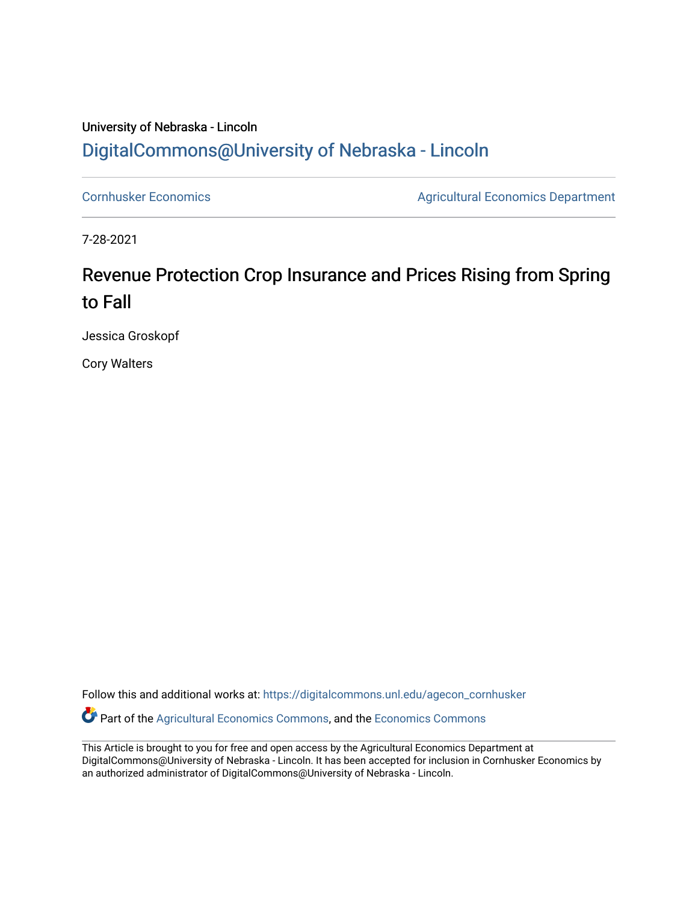University of Nebraska - Lincoln

# DigitalCommons@University of Nebraska - Lincoln

Cornhusker Economics

Agricultural Economics Department

7-28-2021

## Revenue Protection Crop Insurance and Prices Rising from Spring to Fall

Jessica Groskopf

Cory Walters

Follow this and additional works at: https://digitalcommons.unl.edu/agecon_cornhusker

Part of the Agricultural Economics Commons, and the Economics Commons

This Article is brought to you for free and open access by the Agricultural Economics Department at DigitalCommons@University of Nebraska - Lincoln. It has been accepted for inclusion in Cornhusker Economics by an authorized administrator of DigitalCommons@University of Nebraska - Lincoln.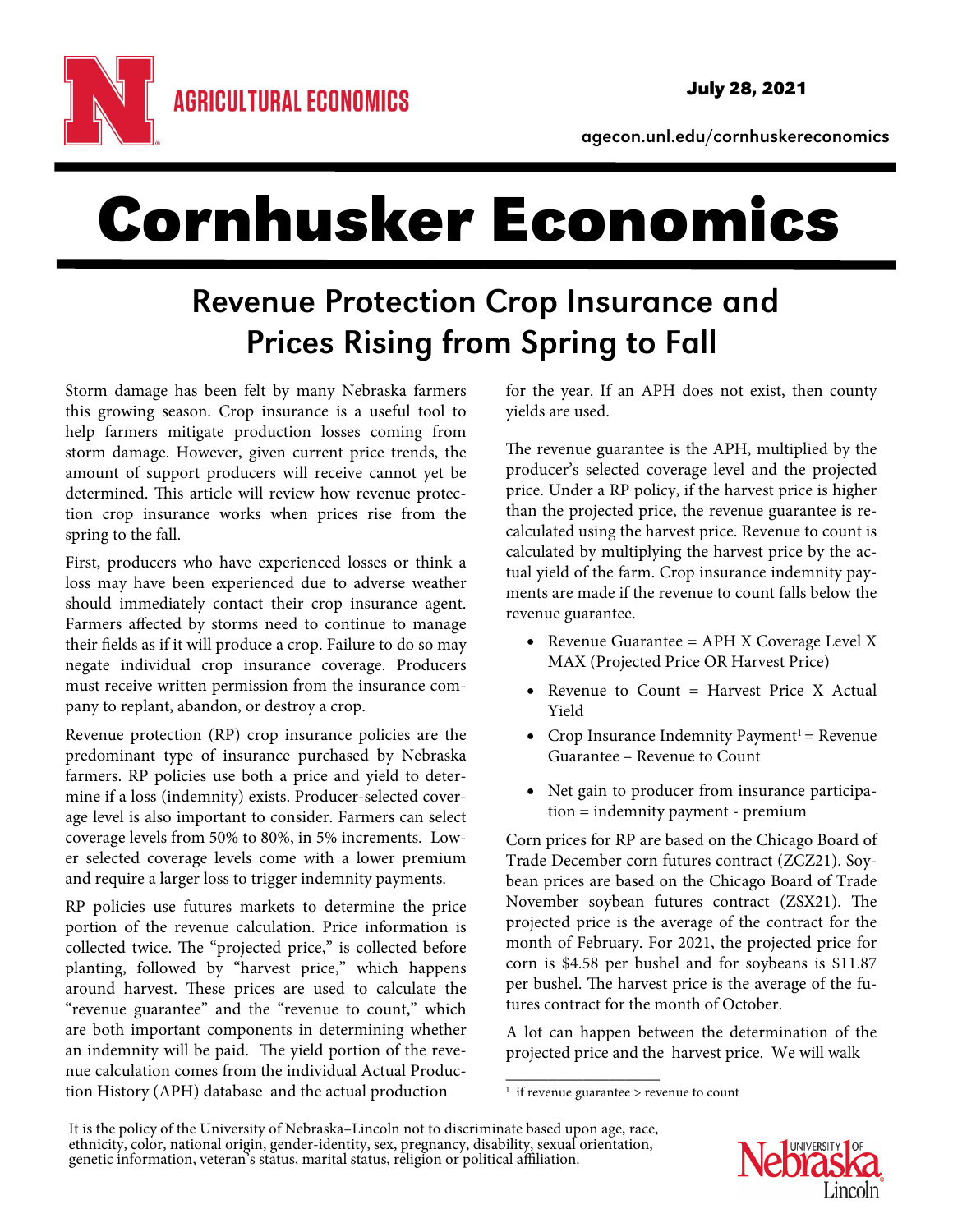July 28, 2021

agecon.unl.edu/cornhuskereconomics

# Cornhusker Economics

## Revenue Protection Crop Insurance and Prices Rising from Spring to Fall

Storm damage has been felt by many Nebraska farmers this growing season. Crop insurance is a useful tool to help farmers mitigate production losses coming from storm damage. However, given current price trends, the amount of support producers will receive cannot yet be determined. This article will review how revenue protection crop insurance works when prices rise from the spring to the fall.

First, producers who have experienced losses or think a loss may have been experienced due to adverse weather should immediately contact their crop insurance agent. Farmers affected by storms need to continue to manage their fields as if it will produce a crop. Failure to do so may negate individual crop insurance coverage. Producers must receive written permission from the insurance company to replant, abandon, or destroy a crop.

Revenue protection (RP) crop insurance policies are the predominant type of insurance purchased by Nebraska farmers. RP policies use both a price and yield to determine if a loss (indemnity) exists. Producer-selected coverage level is also important to consider. Farmers can select coverage levels from 50% to 80%, in 5% increments. Lower selected coverage levels come with a lower premium and require a larger loss to trigger indemnity payments.

RP policies use futures markets to determine the price portion of the revenue calculation. Price information is collected twice. The "projected price," is collected before planting, followed by "harvest price," which happens around harvest. These prices are used to calculate the "revenue guarantee" and the "revenue to count," which are both important components in determining whether an indemnity will be paid. The yield portion of the revenue calculation comes from the individual Actual Production History (APH) database and the actual production for the year. If an APH does not exist, then county yields are used.

The revenue guarantee is the APH, multiplied by the producer's selected coverage level and the projected price. Under a RP policy, if the harvest price is higher than the projected price, the revenue guarantee is recalculated using the harvest price. Revenue to count is calculated by multiplying the harvest price by the actual yield of the farm. Crop insurance indemnity payments are made if the revenue to count falls below the revenue guarantee.

- Revenue Guarantee = APH X Coverage Level X MAX (Projected Price OR Harvest Price)
- Revenue to Count = Harvest Price X Actual Yield
- Crop Insurance Indemnity Payment[1] = Revenue Guarantee – Revenue to Count
- Net gain to producer from insurance participation = indemnity payment - premium

Corn prices for RP are based on the Chicago Board of Trade December corn futures contract (ZCZ21). Soybean prices are based on the Chicago Board of Trade November soybean futures contract (ZSX21). The projected price is the average of the contract for the month of February. For 2021, the projected price for corn is $4.58 per bushel and for soybeans is $11.87 per bushel. The harvest price is the average of the futures contract for the month of October.

A lot can happen between the determination of the projected price and the harvest price. We will walk

[1] if revenue guarantee > revenue to count

It is the policy of the University of Nebraska–Lincoln not to discriminate based upon age, race, ethnicity, color, national origin, gender-identity, sex, pregnancy, disability, sexual orientation, genetic information, veteran's status, marital status, religion or political affiliation.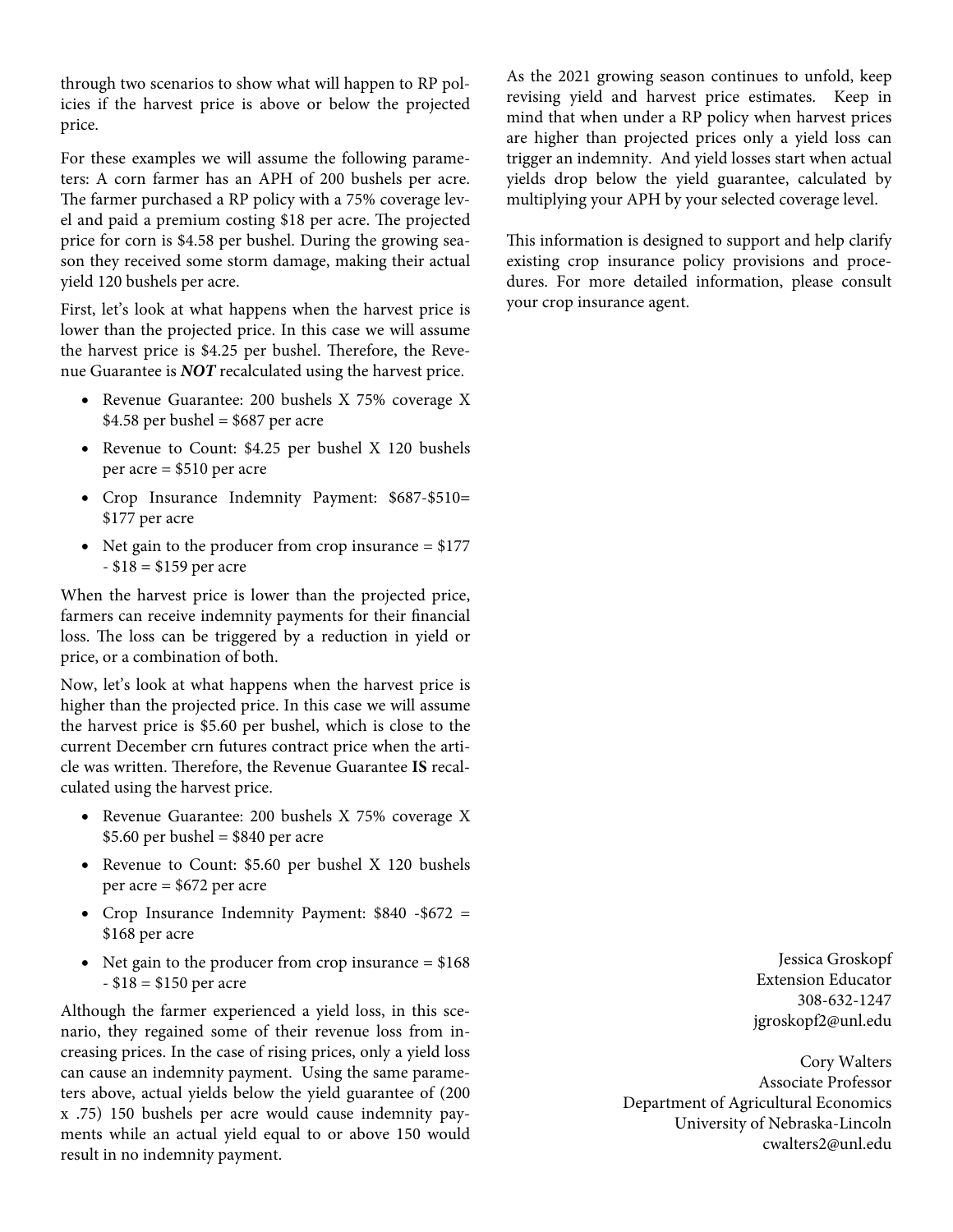through two scenarios to show what will happen to RP policies if the harvest price is above or below the projected price.

For these examples we will assume the following parameters: A corn farmer has an APH of 200 bushels per acre. The farmer purchased a RP policy with a 75% coverage level and paid a premium costing $18 per acre. The projected price for corn is $4.58 per bushel. During the growing season they received some storm damage, making their actual yield 120 bushels per acre.

First, let's look at what happens when the harvest price is lower than the projected price. In this case we will assume the harvest price is $4.25 per bushel. Therefore, the Revenue Guarantee is ***NOT*** recalculated using the harvest price.

- Revenue Guarantee: 200 bushels X 75% coverage X $4.58 per bushel = $687 per acre
- Revenue to Count: $4.25 per bushel X 120 bushels per acre = $510 per acre
- Crop Insurance Indemnity Payment: $687-$510= $177 per acre
- Net gain to the producer from crop insurance = $177 - $18 = $159 per acre

When the harvest price is lower than the projected price, farmers can receive indemnity payments for their financial loss. The loss can be triggered by a reduction in yield or price, or a combination of both.

Now, let's look at what happens when the harvest price is higher than the projected price. In this case we will assume the harvest price is $5.60 per bushel, which is close to the current December crn futures contract price when the article was written. Therefore, the Revenue Guarantee **IS** recalculated using the harvest price.

- Revenue Guarantee: 200 bushels X 75% coverage X $5.60 per bushel = $840 per acre
- Revenue to Count: $5.60 per bushel X 120 bushels per acre = $672 per acre
- Crop Insurance Indemnity Payment: $840 -$672 = $168 per acre
- Net gain to the producer from crop insurance = $168 - $18 = $150 per acre

Although the farmer experienced a yield loss, in this scenario, they regained some of their revenue loss from increasing prices. In the case of rising prices, only a yield loss can cause an indemnity payment. Using the same parameters above, actual yields below the yield guarantee of (200 x .75) 150 bushels per acre would cause indemnity payments while an actual yield equal to or above 150 would result in no indemnity payment.

As the 2021 growing season continues to unfold, keep revising yield and harvest price estimates. Keep in mind that when under a RP policy when harvest prices are higher than projected prices only a yield loss can trigger an indemnity. And yield losses start when actual yields drop below the yield guarantee, calculated by multiplying your APH by your selected coverage level.

This information is designed to support and help clarify existing crop insurance policy provisions and procedures. For more detailed information, please consult your crop insurance agent.

Jessica Groskopf
Extension Educator
308-632-1247
jgroskopf2@unl.edu

Cory Walters
Associate Professor
Department of Agricultural Economics
University of Nebraska-Lincoln
cwalters2@unl.edu